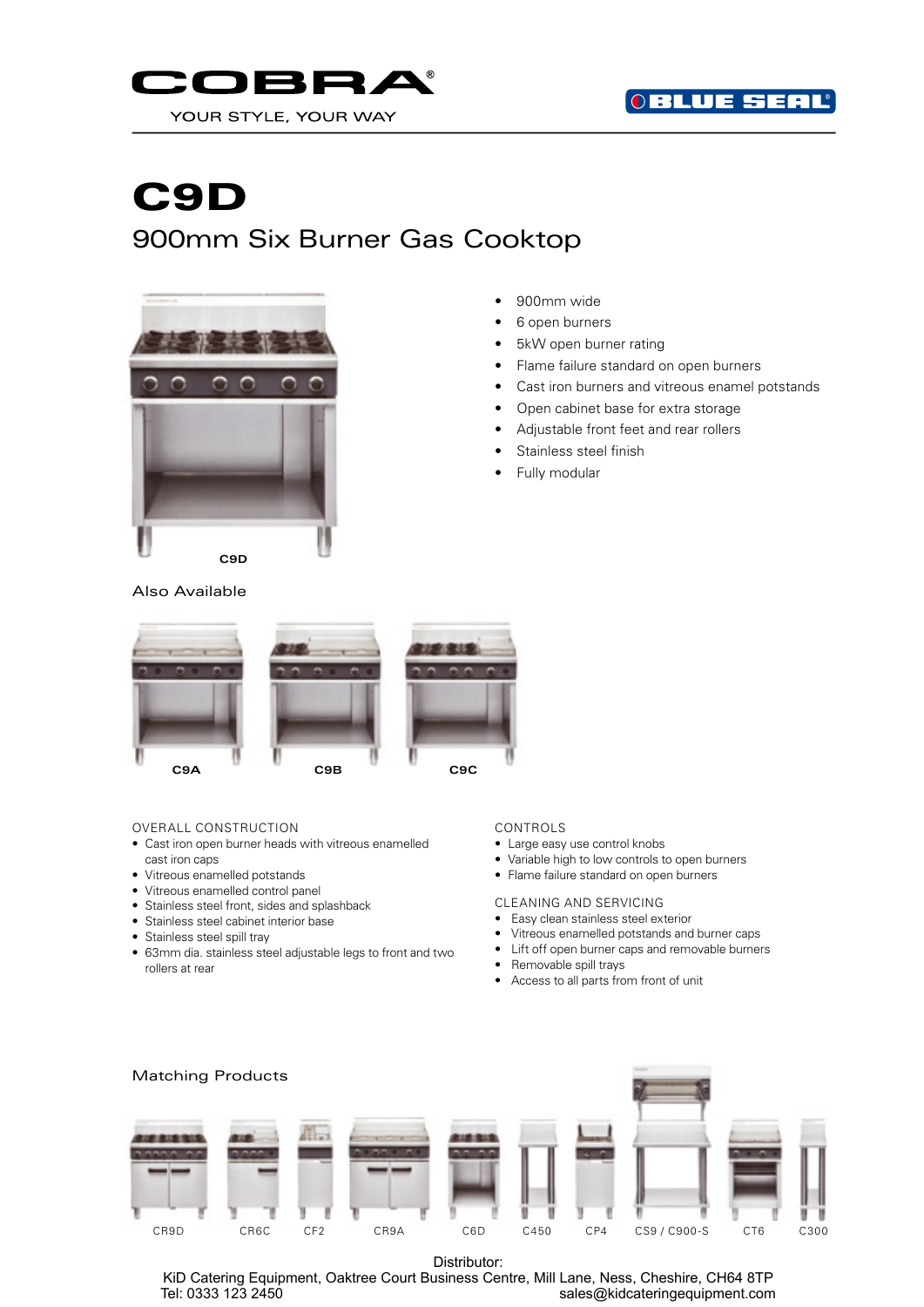COBRA®

YOUR STYLE, YOUR WAY

BLUE SEAL®

# C9D

## 900mm Six Burner Gas Cooktop

- 900mm wide
- 6 open burners
- 5kW open burner rating
- Flame failure standard on open burners
- Cast iron burners and vitreous enamel potstands
- Open cabinet base for extra storage
- Adjustable front feet and rear rollers
- Stainless steel finish
- Fully modular

C9D

### Also Available

C9A C9B C9C

### OVERALL CONSTRUCTION

- Cast iron open burner heads with vitreous enamelled cast iron caps
- Vitreous enamelled potstands
- Vitreous enamelled control panel
- Stainless steel front, sides and splashback
- Stainless steel cabinet interior base
- Stainless steel spill tray
- 63mm dia. stainless steel adjustable legs to front and two rollers at rear

### CONTROLS

- Large easy use control knobs
- Variable high to low controls to open burners
- Flame failure standard on open burners

### CLEANING AND SERVICING

- Easy clean stainless steel exterior
- Vitreous enamelled potstands and burner caps
- Lift off open burner caps and removable burners
- Removable spill trays
- Access to all parts from front of unit

### Matching Products

CR9D CR6C CF2 CR9A C6D C450 CP4 CS9 / C900-S CT6 C300

Distributor:
KiD Catering Equipment, Oaktree Court Business Centre, Mill Lane, Ness, Cheshire, CH64 8TP
Tel: 0333 123 2450 sales@kidcateringequipment.com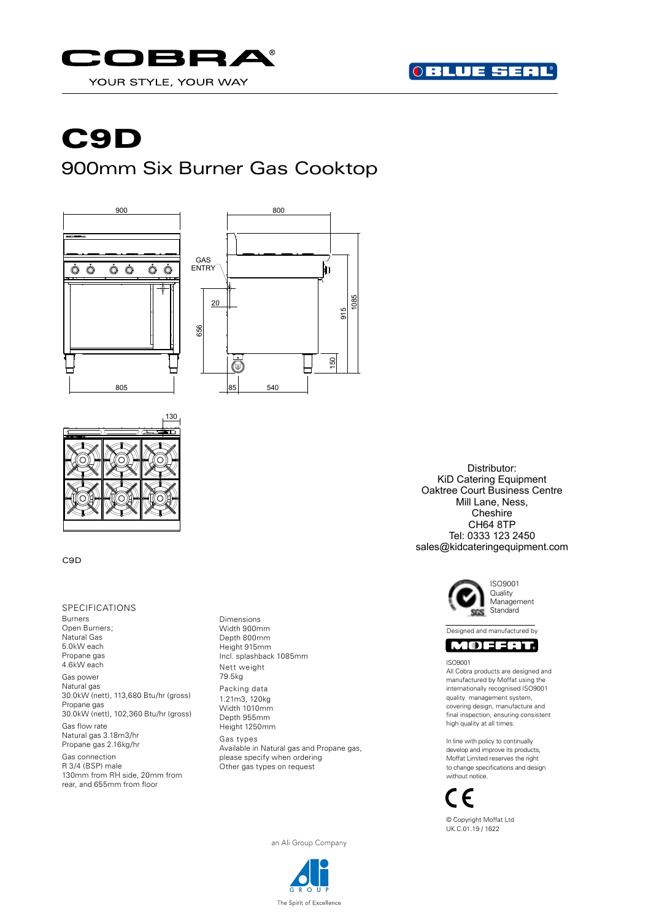COBRA®

YOUR STYLE, YOUR WAY

BLUE SEAL®

# C9D

## 900mm Six Burner Gas Cooktop

900

800

GAS ENTRY

20

656

915

1085

150

805

85

540

130

C9D

Distributor:
KiD Catering Equipment
Oaktree Court Business Centre
Mill Lane, Ness,
Cheshire
CH64 8TP
Tel: 0333 123 2450
sales@kidcateringequipment.com

### SPECIFICATIONS

**Burners**
Open Burners;
Natural Gas
5.0kW each
Propane gas
4.6kW each

**Gas power**
Natural gas
30.0kW (nett), 113,680 Btu/hr (gross)
Propane gas
30.0kW (nett), 102,360 Btu/hr (gross)

**Gas flow rate**
Natural gas 3.18m3/hr
Propane gas 2.16kg/hr

**Gas connection**
R 3/4 (BSP) male
130mm from RH side, 20mm from rear, and 655mm from floor

**Dimensions**
Width 900mm
Depth 800mm
Height 915mm
Incl. splashback 1085mm

**Nett weight**
79.5kg

**Packing data**
1.21m3, 120kg
Width 1010mm
Depth 955mm
Height 1250mm

**Gas types**
Available in Natural gas and Propane gas, please specify when ordering
Other gas types on request

ISO9001 Quality Management Standard

Designed and manufactured by

MOFFAT

ISO9001
All Cobra products are designed and manufactured by Moffat using the internationally recognised ISO9001 quality management system, covering design, manufacture and final inspection, ensuring consistent high quality at all times.

In line with policy to continually develop and improve its products, Moffat Limited reserves the right to change specifications and design without notice.

CE

© Copyright Moffat Ltd
UK.C.01.19 / 1622

an Ali Group Company

The Spirit of Excellence